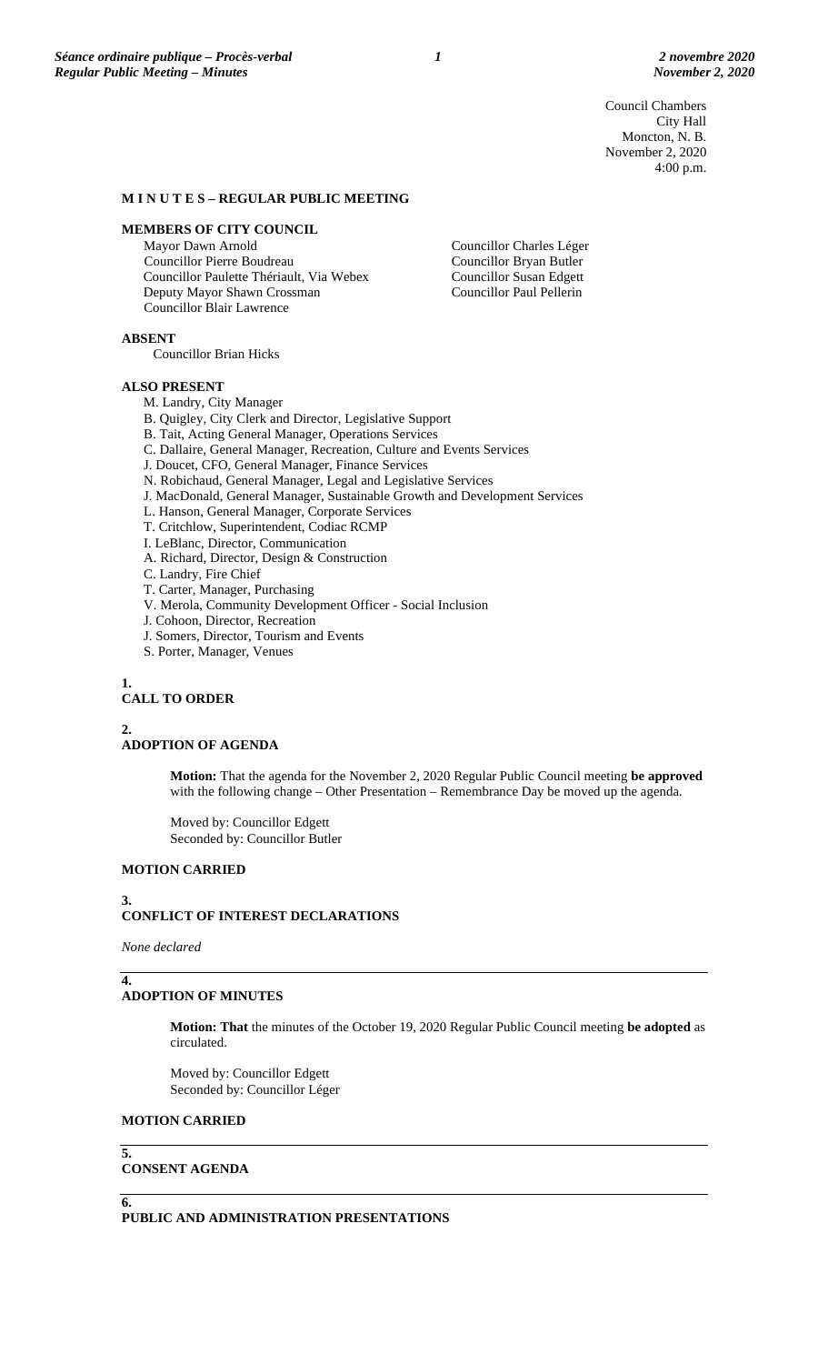Council Chambers
City Hall
Moncton, N. B.
November 2, 2020
4:00 p.m.

**M I N U T E S – REGULAR PUBLIC MEETING**

**MEMBERS OF CITY COUNCIL**

Mayor Dawn Arnold
Councillor Pierre Boudreau
Councillor Paulette Thériault, Via Webex
Deputy Mayor Shawn Crossman
Councillor Blair Lawrence
Councillor Charles Léger
Councillor Bryan Butler
Councillor Susan Edgett
Councillor Paul Pellerin

**ABSENT**

Councillor Brian Hicks

**ALSO PRESENT**

M. Landry, City Manager
B. Quigley, City Clerk and Director, Legislative Support
B. Tait, Acting General Manager, Operations Services
C. Dallaire, General Manager, Recreation, Culture and Events Services
J. Doucet, CFO, General Manager, Finance Services
N. Robichaud, General Manager, Legal and Legislative Services
J. MacDonald, General Manager, Sustainable Growth and Development Services
L. Hanson, General Manager, Corporate Services
T. Critchlow, Superintendent, Codiac RCMP
I. LeBlanc, Director, Communication
A. Richard, Director, Design & Construction
C. Landry, Fire Chief
T. Carter, Manager, Purchasing
V. Merola, Community Development Officer - Social Inclusion
J. Cohoon, Director, Recreation
J. Somers, Director, Tourism and Events
S. Porter, Manager, Venues

**1.**
**CALL TO ORDER**

**2.**
**ADOPTION OF AGENDA**

**Motion:** That the agenda for the November 2, 2020 Regular Public Council meeting **be approved** with the following change – Other Presentation – Remembrance Day be moved up the agenda.

Moved by: Councillor Edgett
Seconded by: Councillor Butler

**MOTION CARRIED**

**3.**
**CONFLICT OF INTEREST DECLARATIONS**

*None declared*

**4.**
**ADOPTION OF MINUTES**

**Motion: That** the minutes of the October 19, 2020 Regular Public Council meeting **be adopted** as circulated.

Moved by: Councillor Edgett
Seconded by: Councillor Léger

**MOTION CARRIED**

**5.**
**CONSENT AGENDA**

**6.**
**PUBLIC AND ADMINISTRATION PRESENTATIONS**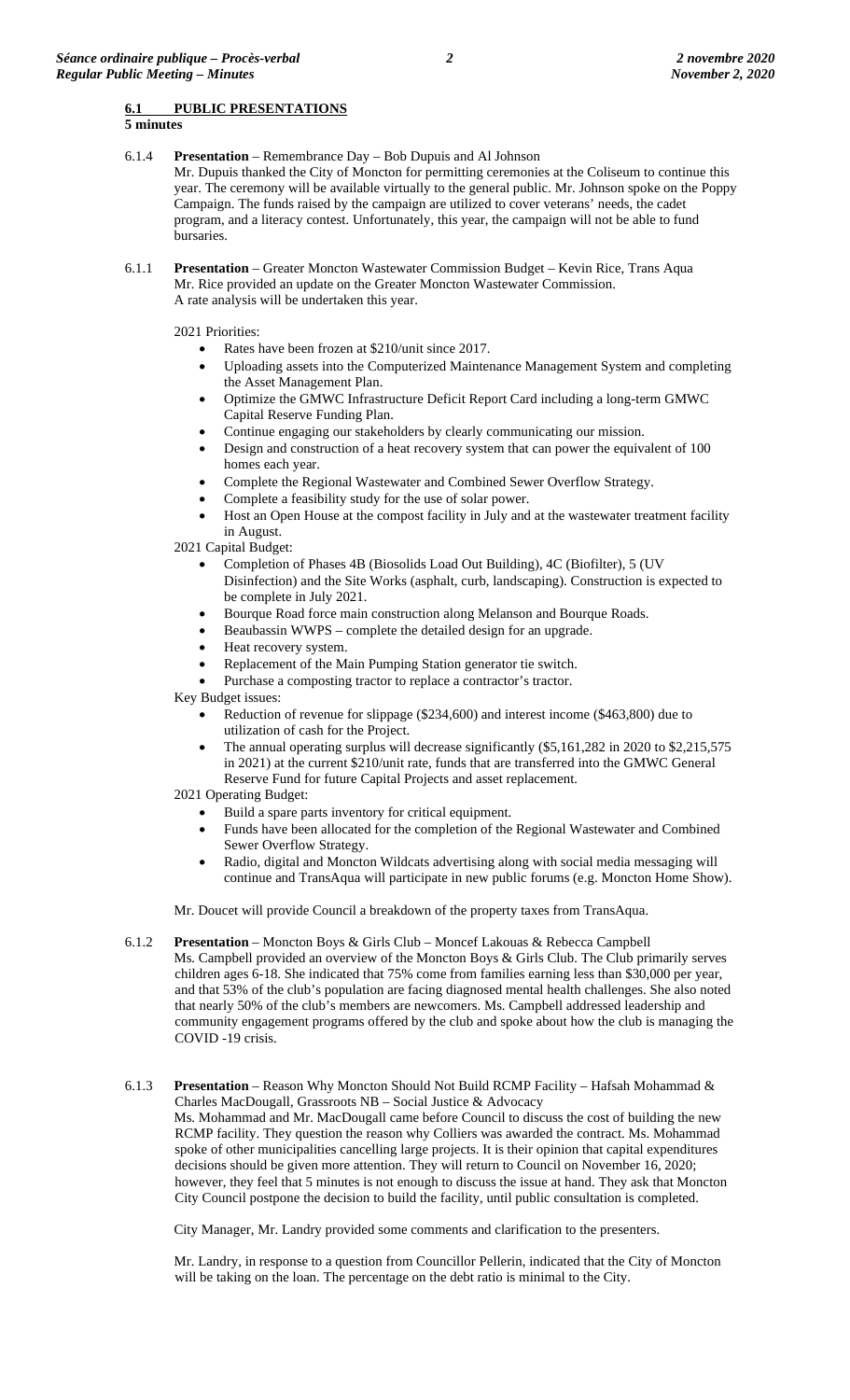## 6.1 PUBLIC PRESENTATIONS

**5 minutes**

6.1.4 **Presentation** – Remembrance Day – Bob Dupuis and Al Johnson

Mr. Dupuis thanked the City of Moncton for permitting ceremonies at the Coliseum to continue this year. The ceremony will be available virtually to the general public. Mr. Johnson spoke on the Poppy Campaign. The funds raised by the campaign are utilized to cover veterans' needs, the cadet program, and a literacy contest. Unfortunately, this year, the campaign will not be able to fund bursaries.

6.1.1 **Presentation** – Greater Moncton Wastewater Commission Budget – Kevin Rice, Trans Aqua

Mr. Rice provided an update on the Greater Moncton Wastewater Commission.
A rate analysis will be undertaken this year.

2021 Priorities:

- Rates have been frozen at $210/unit since 2017.
- Uploading assets into the Computerized Maintenance Management System and completing the Asset Management Plan.
- Optimize the GMWC Infrastructure Deficit Report Card including a long-term GMWC Capital Reserve Funding Plan.
- Continue engaging our stakeholders by clearly communicating our mission.
- Design and construction of a heat recovery system that can power the equivalent of 100 homes each year.
- Complete the Regional Wastewater and Combined Sewer Overflow Strategy.
- Complete a feasibility study for the use of solar power.
- Host an Open House at the compost facility in July and at the wastewater treatment facility in August.

2021 Capital Budget:

- Completion of Phases 4B (Biosolids Load Out Building), 4C (Biofilter), 5 (UV Disinfection) and the Site Works (asphalt, curb, landscaping). Construction is expected to be complete in July 2021.
- Bourque Road force main construction along Melanson and Bourque Roads.
- Beaubassin WWPS – complete the detailed design for an upgrade.
- Heat recovery system.
- Replacement of the Main Pumping Station generator tie switch.
- Purchase a composting tractor to replace a contractor's tractor.

Key Budget issues:

- Reduction of revenue for slippage ($234,600) and interest income ($463,800) due to utilization of cash for the Project.
- The annual operating surplus will decrease significantly ($5,161,282 in 2020 to $2,215,575 in 2021) at the current $210/unit rate, funds that are transferred into the GMWC General Reserve Fund for future Capital Projects and asset replacement.

2021 Operating Budget:

- Build a spare parts inventory for critical equipment.
- Funds have been allocated for the completion of the Regional Wastewater and Combined Sewer Overflow Strategy.
- Radio, digital and Moncton Wildcats advertising along with social media messaging will continue and TransAqua will participate in new public forums (e.g. Moncton Home Show).

Mr. Doucet will provide Council a breakdown of the property taxes from TransAqua.

6.1.2 **Presentation** – Moncton Boys & Girls Club – Moncef Lakouas & Rebecca Campbell

Ms. Campbell provided an overview of the Moncton Boys & Girls Club. The Club primarily serves children ages 6-18. She indicated that 75% come from families earning less than $30,000 per year, and that 53% of the club's population are facing diagnosed mental health challenges. She also noted that nearly 50% of the club's members are newcomers. Ms. Campbell addressed leadership and community engagement programs offered by the club and spoke about how the club is managing the COVID -19 crisis.

6.1.3 **Presentation** – Reason Why Moncton Should Not Build RCMP Facility – Hafsah Mohammad & Charles MacDougall, Grassroots NB – Social Justice & Advocacy

Ms. Mohammad and Mr. MacDougall came before Council to discuss the cost of building the new RCMP facility. They question the reason why Colliers was awarded the contract. Ms. Mohammad spoke of other municipalities cancelling large projects. It is their opinion that capital expenditures decisions should be given more attention. They will return to Council on November 16, 2020; however, they feel that 5 minutes is not enough to discuss the issue at hand. They ask that Moncton City Council postpone the decision to build the facility, until public consultation is completed.

City Manager, Mr. Landry provided some comments and clarification to the presenters.

Mr. Landry, in response to a question from Councillor Pellerin, indicated that the City of Moncton will be taking on the loan. The percentage on the debt ratio is minimal to the City.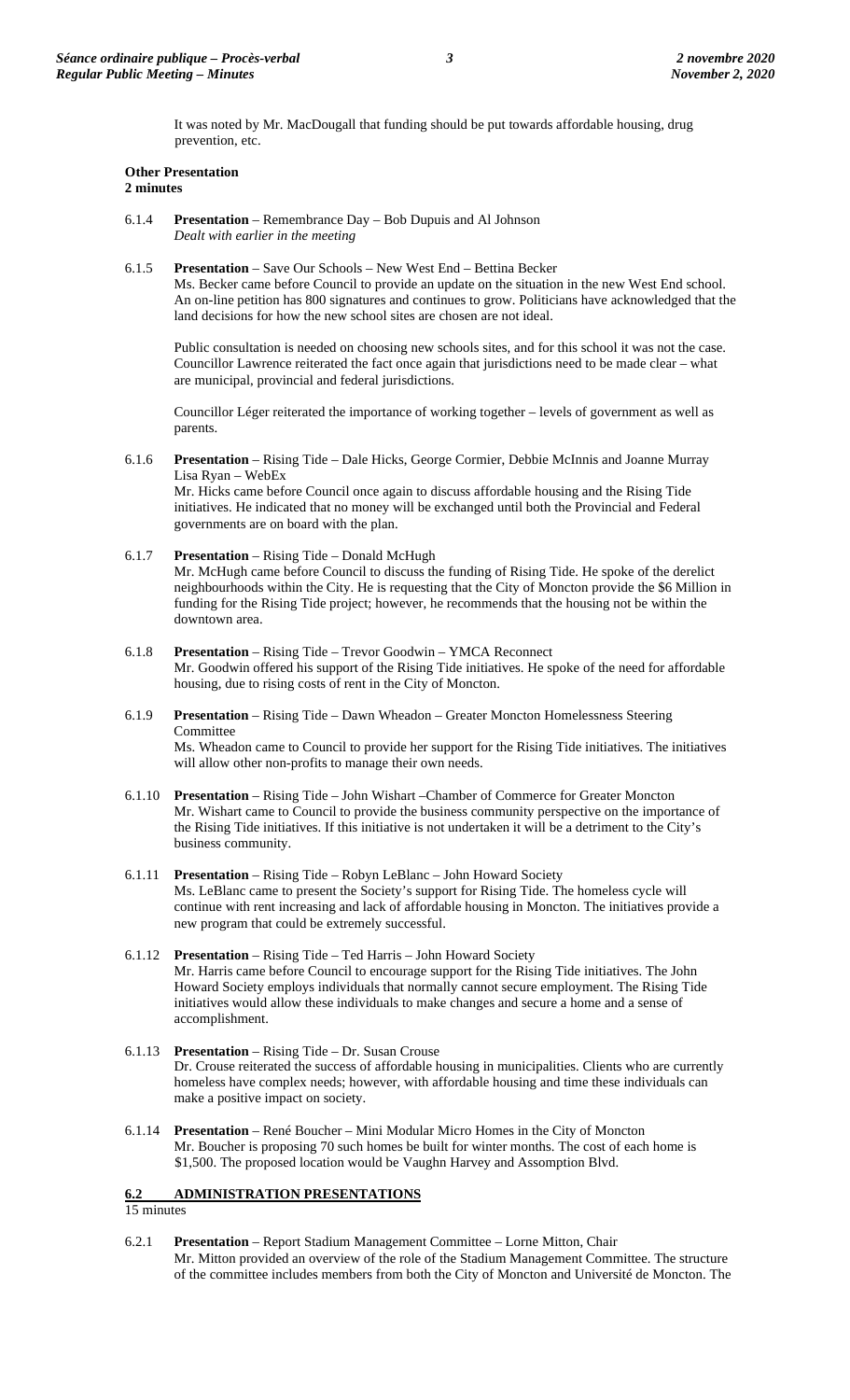It was noted by Mr. MacDougall that funding should be put towards affordable housing, drug prevention, etc.

**Other Presentation**
**2 minutes**

6.1.4 **Presentation** – Remembrance Day – Bob Dupuis and Al Johnson
*Dealt with earlier in the meeting*

6.1.5 **Presentation** – Save Our Schools – New West End – Bettina Becker
Ms. Becker came before Council to provide an update on the situation in the new West End school. An on-line petition has 800 signatures and continues to grow. Politicians have acknowledged that the land decisions for how the new school sites are chosen are not ideal.

Public consultation is needed on choosing new schools sites, and for this school it was not the case. Councillor Lawrence reiterated the fact once again that jurisdictions need to be made clear – what are municipal, provincial and federal jurisdictions.

Councillor Léger reiterated the importance of working together – levels of government as well as parents.

6.1.6 **Presentation** – Rising Tide – Dale Hicks, George Cormier, Debbie McInnis and Joanne Murray Lisa Ryan – WebEx
Mr. Hicks came before Council once again to discuss affordable housing and the Rising Tide initiatives. He indicated that no money will be exchanged until both the Provincial and Federal governments are on board with the plan.

6.1.7 **Presentation** – Rising Tide – Donald McHugh
Mr. McHugh came before Council to discuss the funding of Rising Tide. He spoke of the derelict neighbourhoods within the City. He is requesting that the City of Moncton provide the $6 Million in funding for the Rising Tide project; however, he recommends that the housing not be within the downtown area.

6.1.8 **Presentation** – Rising Tide – Trevor Goodwin – YMCA Reconnect
Mr. Goodwin offered his support of the Rising Tide initiatives. He spoke of the need for affordable housing, due to rising costs of rent in the City of Moncton.

6.1.9 **Presentation** – Rising Tide – Dawn Wheadon – Greater Moncton Homelessness Steering Committee
Ms. Wheadon came to Council to provide her support for the Rising Tide initiatives. The initiatives will allow other non-profits to manage their own needs.

6.1.10 **Presentation** – Rising Tide – John Wishart –Chamber of Commerce for Greater Moncton
Mr. Wishart came to Council to provide the business community perspective on the importance of the Rising Tide initiatives. If this initiative is not undertaken it will be a detriment to the City's business community.

6.1.11 **Presentation** – Rising Tide – Robyn LeBlanc – John Howard Society
Ms. LeBlanc came to present the Society's support for Rising Tide. The homeless cycle will continue with rent increasing and lack of affordable housing in Moncton. The initiatives provide a new program that could be extremely successful.

6.1.12 **Presentation** – Rising Tide – Ted Harris – John Howard Society
Mr. Harris came before Council to encourage support for the Rising Tide initiatives. The John Howard Society employs individuals that normally cannot secure employment. The Rising Tide initiatives would allow these individuals to make changes and secure a home and a sense of accomplishment.

6.1.13 **Presentation** – Rising Tide – Dr. Susan Crouse
Dr. Crouse reiterated the success of affordable housing in municipalities. Clients who are currently homeless have complex needs; however, with affordable housing and time these individuals can make a positive impact on society.

6.1.14 **Presentation** – René Boucher – Mini Modular Micro Homes in the City of Moncton
Mr. Boucher is proposing 70 such homes be built for winter months. The cost of each home is $1,500. The proposed location would be Vaughn Harvey and Assomption Blvd.

## 6.2 ADMINISTRATION PRESENTATIONS

15 minutes

6.2.1 **Presentation** – Report Stadium Management Committee – Lorne Mitton, Chair
Mr. Mitton provided an overview of the role of the Stadium Management Committee. The structure of the committee includes members from both the City of Moncton and Université de Moncton. The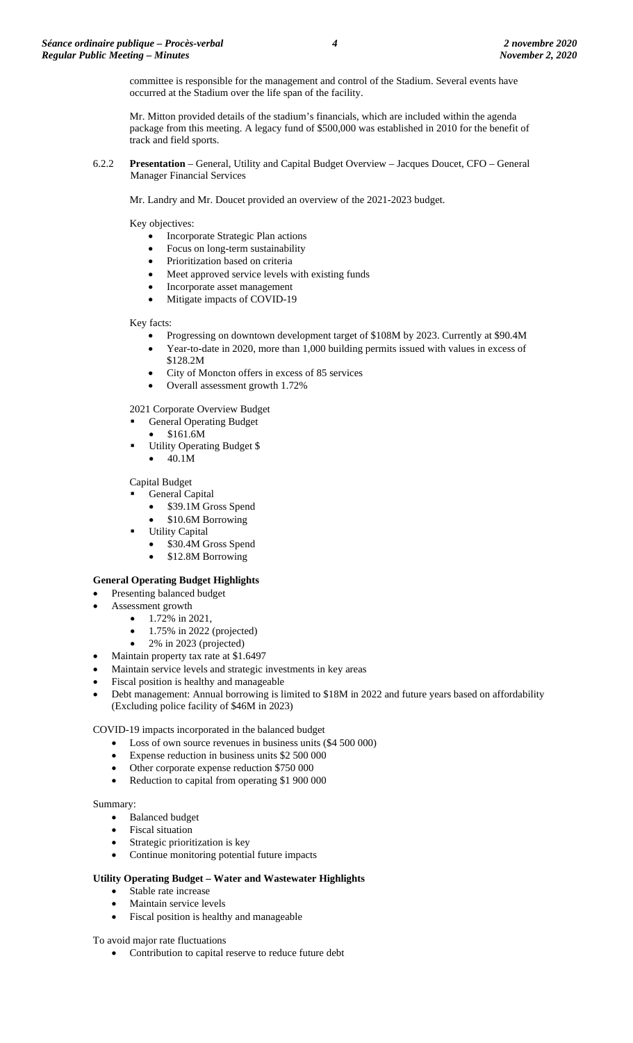committee is responsible for the management and control of the Stadium. Several events have occurred at the Stadium over the life span of the facility.

Mr. Mitton provided details of the stadium's financials, which are included within the agenda package from this meeting. A legacy fund of $500,000 was established in 2010 for the benefit of track and field sports.

6.2.2 **Presentation** – General, Utility and Capital Budget Overview – Jacques Doucet, CFO – General Manager Financial Services

Mr. Landry and Mr. Doucet provided an overview of the 2021-2023 budget.

Key objectives:

- Incorporate Strategic Plan actions
- Focus on long-term sustainability
- Prioritization based on criteria
- Meet approved service levels with existing funds
- Incorporate asset management
- Mitigate impacts of COVID-19

Key facts:

- Progressing on downtown development target of $108M by 2023. Currently at $90.4M
- Year-to-date in 2020, more than 1,000 building permits issued with values in excess of $128.2M
- City of Moncton offers in excess of 85 services
- Overall assessment growth 1.72%

2021 Corporate Overview Budget

- General Operating Budget
  - $161.6M
- Utility Operating Budget $
  - 40.1M

Capital Budget

- General Capital
  - $39.1M Gross Spend
  - $10.6M Borrowing
- Utility Capital
  - $30.4M Gross Spend
  - $12.8M Borrowing

**General Operating Budget Highlights**

- Presenting balanced budget
- Assessment growth
  - 1.72% in 2021,
  - 1.75% in 2022 (projected)
  - 2% in 2023 (projected)
- Maintain property tax rate at $1.6497
- Maintain service levels and strategic investments in key areas
- Fiscal position is healthy and manageable
- Debt management: Annual borrowing is limited to $18M in 2022 and future years based on affordability (Excluding police facility of $46M in 2023)

COVID-19 impacts incorporated in the balanced budget

- Loss of own source revenues in business units ($4 500 000)
- Expense reduction in business units $2 500 000
- Other corporate expense reduction $750 000
- Reduction to capital from operating $1 900 000

Summary:

- Balanced budget
- Fiscal situation
- Strategic prioritization is key
- Continue monitoring potential future impacts

**Utility Operating Budget – Water and Wastewater Highlights**

- Stable rate increase
- Maintain service levels
- Fiscal position is healthy and manageable

To avoid major rate fluctuations

- Contribution to capital reserve to reduce future debt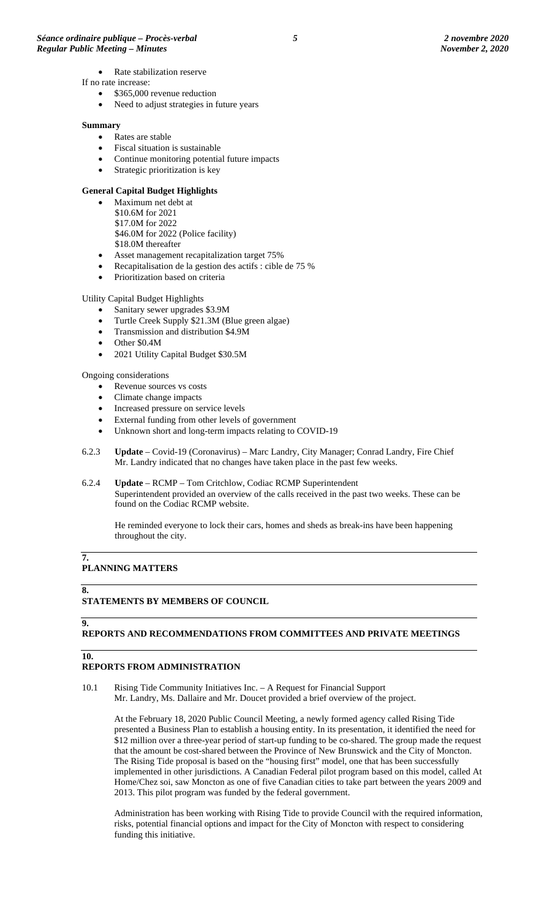- Rate stabilization reserve

If no rate increase:

- \$365,000 revenue reduction
- Need to adjust strategies in future years

**Summary**

- Rates are stable
- Fiscal situation is sustainable
- Continue monitoring potential future impacts
- Strategic prioritization is key

**General Capital Budget Highlights**

- Maximum net debt at
  \$10.6M for 2021
  \$17.0M for 2022
  \$46.0M for 2022 (Police facility)
  \$18.0M thereafter
- Asset management recapitalization target 75%
- Recapitalisation de la gestion des actifs : cible de 75 %
- Prioritization based on criteria

Utility Capital Budget Highlights

- Sanitary sewer upgrades \$3.9M
- Turtle Creek Supply \$21.3M (Blue green algae)
- Transmission and distribution \$4.9M
- Other \$0.4M
- 2021 Utility Capital Budget \$30.5M

Ongoing considerations

- Revenue sources vs costs
- Climate change impacts
- Increased pressure on service levels
- External funding from other levels of government
- Unknown short and long-term impacts relating to COVID-19

6.2.3 **Update** – Covid-19 (Coronavirus) – Marc Landry, City Manager; Conrad Landry, Fire Chief
Mr. Landry indicated that no changes have taken place in the past few weeks.

6.2.4 **Update** – RCMP – Tom Critchlow, Codiac RCMP Superintendent
Superintendent provided an overview of the calls received in the past two weeks. These can be found on the Codiac RCMP website.

He reminded everyone to lock their cars, homes and sheds as break-ins have been happening throughout the city.

## 7. PLANNING MATTERS

## 8. STATEMENTS BY MEMBERS OF COUNCIL

## 9. REPORTS AND RECOMMENDATIONS FROM COMMITTEES AND PRIVATE MEETINGS

## 10. REPORTS FROM ADMINISTRATION

10.1 Rising Tide Community Initiatives Inc. – A Request for Financial Support
Mr. Landry, Ms. Dallaire and Mr. Doucet provided a brief overview of the project.

At the February 18, 2020 Public Council Meeting, a newly formed agency called Rising Tide presented a Business Plan to establish a housing entity. In its presentation, it identified the need for \$12 million over a three-year period of start-up funding to be co-shared. The group made the request that the amount be cost-shared between the Province of New Brunswick and the City of Moncton. The Rising Tide proposal is based on the "housing first" model, one that has been successfully implemented in other jurisdictions. A Canadian Federal pilot program based on this model, called At Home/Chez soi, saw Moncton as one of five Canadian cities to take part between the years 2009 and 2013. This pilot program was funded by the federal government.

Administration has been working with Rising Tide to provide Council with the required information, risks, potential financial options and impact for the City of Moncton with respect to considering funding this initiative.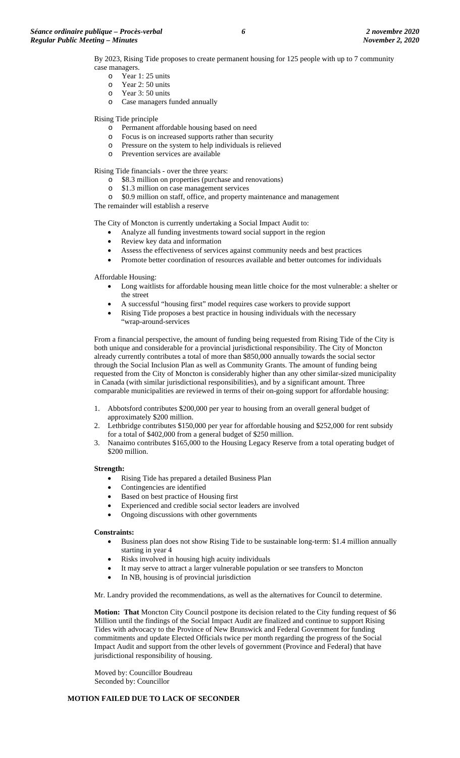By 2023, Rising Tide proposes to create permanent housing for 125 people with up to 7 community case managers.

- Year 1: 25 units
- Year 2: 50 units
- Year 3: 50 units
- Case managers funded annually

Rising Tide principle

- Permanent affordable housing based on need
- Focus is on increased supports rather than security
- Pressure on the system to help individuals is relieved
- Prevention services are available

Rising Tide financials - over the three years:

- $8.3 million on properties (purchase and renovations)
- $1.3 million on case management services
- $0.9 million on staff, office, and property maintenance and management

The remainder will establish a reserve

The City of Moncton is currently undertaking a Social Impact Audit to:

- Analyze all funding investments toward social support in the region
- Review key data and information
- Assess the effectiveness of services against community needs and best practices
- Promote better coordination of resources available and better outcomes for individuals

Affordable Housing:

- Long waitlists for affordable housing mean little choice for the most vulnerable: a shelter or the street
- A successful "housing first" model requires case workers to provide support
- Rising Tide proposes a best practice in housing individuals with the necessary "wrap-around-services

From a financial perspective, the amount of funding being requested from Rising Tide of the City is both unique and considerable for a provincial jurisdictional responsibility. The City of Moncton already currently contributes a total of more than $850,000 annually towards the social sector through the Social Inclusion Plan as well as Community Grants. The amount of funding being requested from the City of Moncton is considerably higher than any other similar-sized municipality in Canada (with similar jurisdictional responsibilities), and by a significant amount. Three comparable municipalities are reviewed in terms of their on-going support for affordable housing:

1. Abbotsford contributes $200,000 per year to housing from an overall general budget of approximately $200 million.
2. Lethbridge contributes $150,000 per year for affordable housing and $252,000 for rent subsidy for a total of $402,000 from a general budget of $250 million.
3. Nanaimo contributes $165,000 to the Housing Legacy Reserve from a total operating budget of $200 million.

**Strength:**

- Rising Tide has prepared a detailed Business Plan
- Contingencies are identified
- Based on best practice of Housing first
- Experienced and credible social sector leaders are involved
- Ongoing discussions with other governments

**Constraints:**

- Business plan does not show Rising Tide to be sustainable long-term: $1.4 million annually starting in year 4
- Risks involved in housing high acuity individuals
- It may serve to attract a larger vulnerable population or see transfers to Moncton
- In NB, housing is of provincial jurisdiction

Mr. Landry provided the recommendations, as well as the alternatives for Council to determine.

**Motion: That** Moncton City Council postpone its decision related to the City funding request of $6 Million until the findings of the Social Impact Audit are finalized and continue to support Rising Tides with advocacy to the Province of New Brunswick and Federal Government for funding commitments and update Elected Officials twice per month regarding the progress of the Social Impact Audit and support from the other levels of government (Province and Federal) that have jurisdictional responsibility of housing.

Moved by: Councillor Boudreau
Seconded by: Councillor

**MOTION FAILED DUE TO LACK OF SECONDER**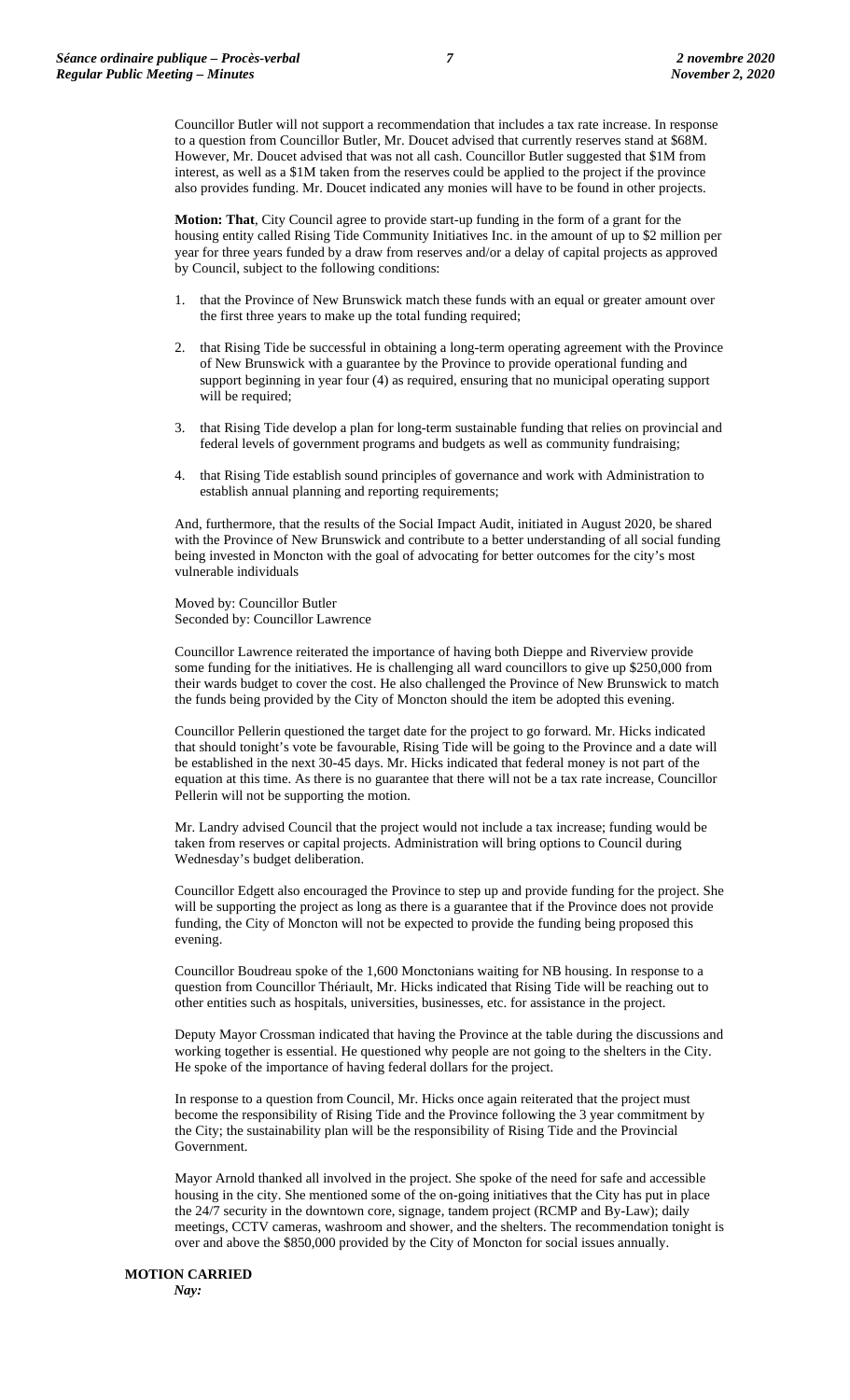Councillor Butler will not support a recommendation that includes a tax rate increase. In response to a question from Councillor Butler, Mr. Doucet advised that currently reserves stand at $68M. However, Mr. Doucet advised that was not all cash. Councillor Butler suggested that $1M from interest, as well as a $1M taken from the reserves could be applied to the project if the province also provides funding. Mr. Doucet indicated any monies will have to be found in other projects.

**Motion: That**, City Council agree to provide start-up funding in the form of a grant for the housing entity called Rising Tide Community Initiatives Inc. in the amount of up to $2 million per year for three years funded by a draw from reserves and/or a delay of capital projects as approved by Council, subject to the following conditions:

1. that the Province of New Brunswick match these funds with an equal or greater amount over the first three years to make up the total funding required;
2. that Rising Tide be successful in obtaining a long-term operating agreement with the Province of New Brunswick with a guarantee by the Province to provide operational funding and support beginning in year four (4) as required, ensuring that no municipal operating support will be required;
3. that Rising Tide develop a plan for long-term sustainable funding that relies on provincial and federal levels of government programs and budgets as well as community fundraising;
4. that Rising Tide establish sound principles of governance and work with Administration to establish annual planning and reporting requirements;

And, furthermore, that the results of the Social Impact Audit, initiated in August 2020, be shared with the Province of New Brunswick and contribute to a better understanding of all social funding being invested in Moncton with the goal of advocating for better outcomes for the city's most vulnerable individuals

Moved by: Councillor Butler
Seconded by: Councillor Lawrence

Councillor Lawrence reiterated the importance of having both Dieppe and Riverview provide some funding for the initiatives. He is challenging all ward councillors to give up $250,000 from their wards budget to cover the cost. He also challenged the Province of New Brunswick to match the funds being provided by the City of Moncton should the item be adopted this evening.

Councillor Pellerin questioned the target date for the project to go forward. Mr. Hicks indicated that should tonight's vote be favourable, Rising Tide will be going to the Province and a date will be established in the next 30-45 days. Mr. Hicks indicated that federal money is not part of the equation at this time. As there is no guarantee that there will not be a tax rate increase, Councillor Pellerin will not be supporting the motion.

Mr. Landry advised Council that the project would not include a tax increase; funding would be taken from reserves or capital projects. Administration will bring options to Council during Wednesday's budget deliberation.

Councillor Edgett also encouraged the Province to step up and provide funding for the project. She will be supporting the project as long as there is a guarantee that if the Province does not provide funding, the City of Moncton will not be expected to provide the funding being proposed this evening.

Councillor Boudreau spoke of the 1,600 Monctonians waiting for NB housing. In response to a question from Councillor Thériault, Mr. Hicks indicated that Rising Tide will be reaching out to other entities such as hospitals, universities, businesses, etc. for assistance in the project.

Deputy Mayor Crossman indicated that having the Province at the table during the discussions and working together is essential. He questioned why people are not going to the shelters in the City. He spoke of the importance of having federal dollars for the project.

In response to a question from Council, Mr. Hicks once again reiterated that the project must become the responsibility of Rising Tide and the Province following the 3 year commitment by the City; the sustainability plan will be the responsibility of Rising Tide and the Provincial Government.

Mayor Arnold thanked all involved in the project. She spoke of the need for safe and accessible housing in the city. She mentioned some of the on-going initiatives that the City has put in place the 24/7 security in the downtown core, signage, tandem project (RCMP and By-Law); daily meetings, CCTV cameras, washroom and shower, and the shelters. The recommendation tonight is over and above the $850,000 provided by the City of Moncton for social issues annually.

**MOTION CARRIED**
***Nay:***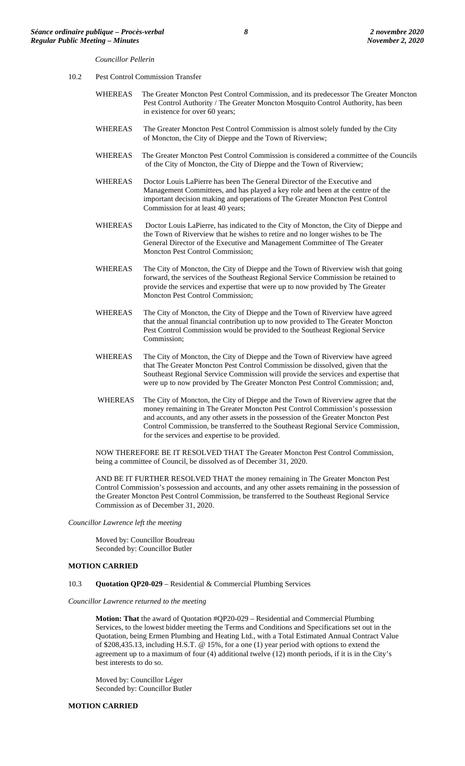*Councillor Pellerin*

10.2 Pest Control Commission Transfer

WHEREAS The Greater Moncton Pest Control Commission, and its predecessor The Greater Moncton Pest Control Authority / The Greater Moncton Mosquito Control Authority, has been in existence for over 60 years;

WHEREAS The Greater Moncton Pest Control Commission is almost solely funded by the City of Moncton, the City of Dieppe and the Town of Riverview;

WHEREAS The Greater Moncton Pest Control Commission is considered a committee of the Councils of the City of Moncton, the City of Dieppe and the Town of Riverview;

WHEREAS Doctor Louis LaPierre has been The General Director of the Executive and Management Committees, and has played a key role and been at the centre of the important decision making and operations of The Greater Moncton Pest Control Commission for at least 40 years;

WHEREAS Doctor Louis LaPierre, has indicated to the City of Moncton, the City of Dieppe and the Town of Riverview that he wishes to retire and no longer wishes to be The General Director of the Executive and Management Committee of The Greater Moncton Pest Control Commission;

WHEREAS The City of Moncton, the City of Dieppe and the Town of Riverview wish that going forward, the services of the Southeast Regional Service Commission be retained to provide the services and expertise that were up to now provided by The Greater Moncton Pest Control Commission;

WHEREAS The City of Moncton, the City of Dieppe and the Town of Riverview have agreed that the annual financial contribution up to now provided to The Greater Moncton Pest Control Commission would be provided to the Southeast Regional Service Commission;

WHEREAS The City of Moncton, the City of Dieppe and the Town of Riverview have agreed that The Greater Moncton Pest Control Commission be dissolved, given that the Southeast Regional Service Commission will provide the services and expertise that were up to now provided by The Greater Moncton Pest Control Commission; and,

WHEREAS The City of Moncton, the City of Dieppe and the Town of Riverview agree that the money remaining in The Greater Moncton Pest Control Commission's possession and accounts, and any other assets in the possession of the Greater Moncton Pest Control Commission, be transferred to the Southeast Regional Service Commission, for the services and expertise to be provided.

NOW THEREFORE BE IT RESOLVED THAT The Greater Moncton Pest Control Commission, being a committee of Council, be dissolved as of December 31, 2020.

AND BE IT FURTHER RESOLVED THAT the money remaining in The Greater Moncton Pest Control Commission's possession and accounts, and any other assets remaining in the possession of the Greater Moncton Pest Control Commission, be transferred to the Southeast Regional Service Commission as of December 31, 2020.

*Councillor Lawrence left the meeting*

Moved by: Councillor Boudreau
Seconded by: Councillor Butler

**MOTION CARRIED**

10.3 **Quotation QP20-029** – Residential & Commercial Plumbing Services

*Councillor Lawrence returned to the meeting*

**Motion: That** the award of Quotation #QP20-029 – Residential and Commercial Plumbing Services, to the lowest bidder meeting the Terms and Conditions and Specifications set out in the Quotation, being Ermen Plumbing and Heating Ltd., with a Total Estimated Annual Contract Value of $208,435.13, including H.S.T. @ 15%, for a one (1) year period with options to extend the agreement up to a maximum of four (4) additional twelve (12) month periods, if it is in the City's best interests to do so.

Moved by: Councillor Léger
Seconded by: Councillor Butler

**MOTION CARRIED**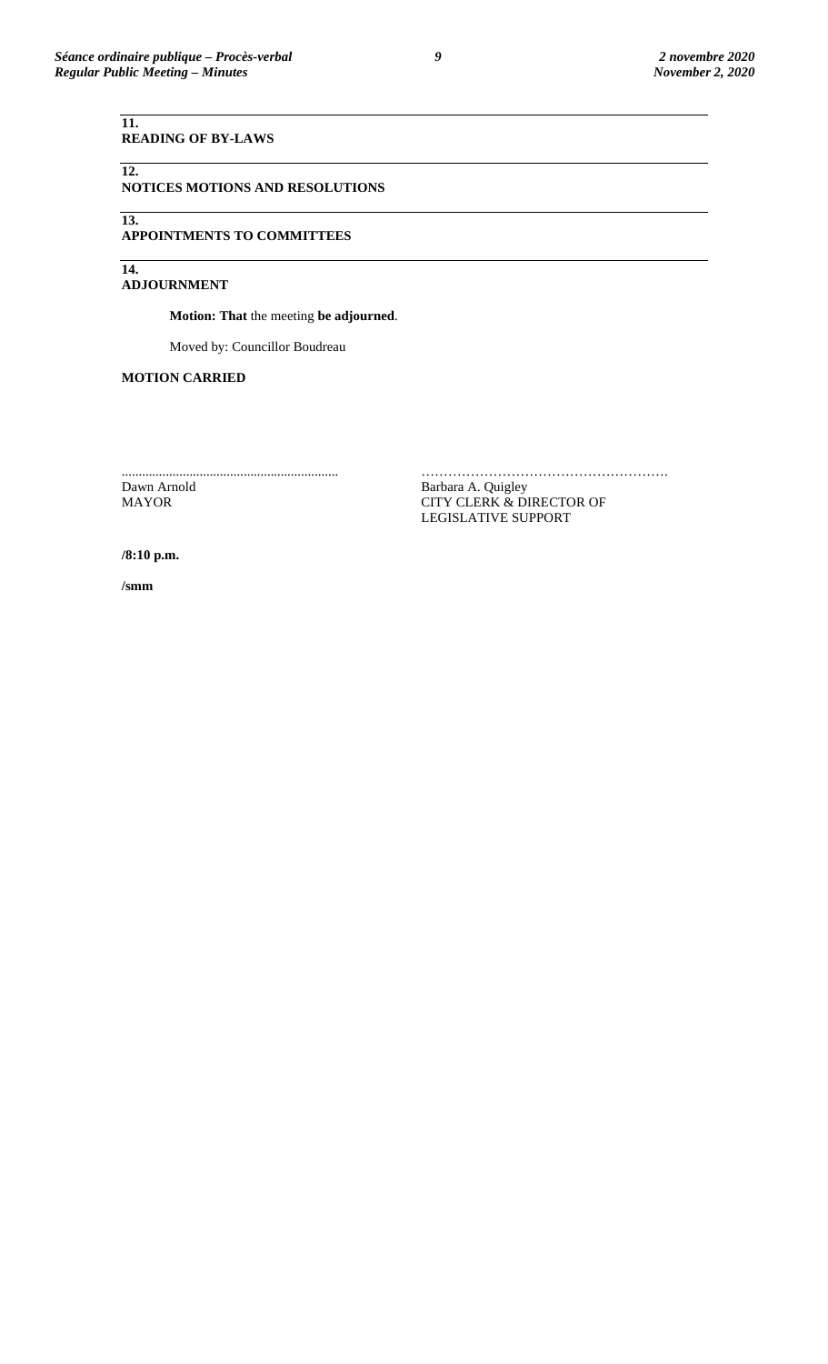## 11. READING OF BY-LAWS

## 12. NOTICES MOTIONS AND RESOLUTIONS

## 13. APPOINTMENTS TO COMMITTEES

## 14. ADJOURNMENT

**Motion: That** the meeting **be adjourned**.

Moved by: Councillor Boudreau

**MOTION CARRIED**

| | |
|---|---|
| ................................................................ | ………………………………………………. |
| Dawn Arnold | Barbara A. Quigley |
| MAYOR | CITY CLERK & DIRECTOR OF LEGISLATIVE SUPPORT |

**/8:10 p.m.**

**/smm**